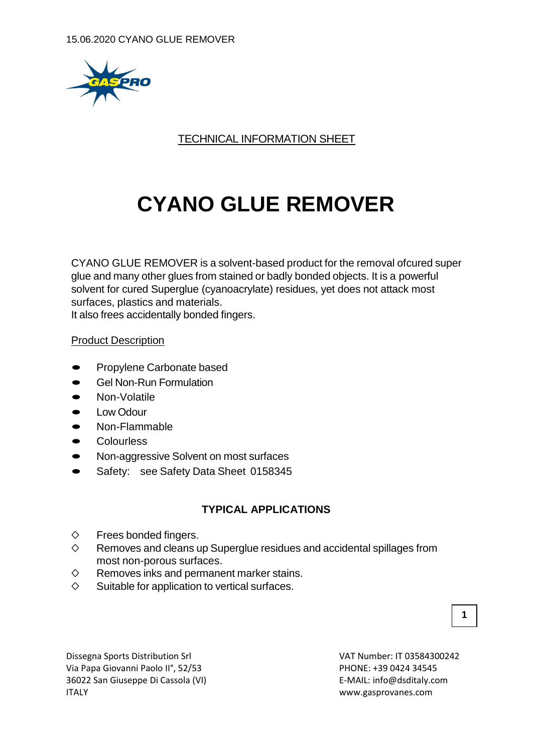15.06.2020 CYANO GLUE REMOVER

TECHNICAL INFORMATION SHEET

# CYANO GLUE REMOVER

CYANO GLUE REMOVER is a solvent-based product for the removal ofcured super glue and many other glues from stained or badly bonded objects. It is a powerful solvent for cured Superglue (cyanoacrylate) residues, yet does not attack most surfaces, plastics and materials.
It also frees accidentally bonded fingers.

## Product Description

- Propylene Carbonate based
- Gel Non-Run Formulation
- Non-Volatile
- Low Odour
- Non-Flammable
- Colourless
- Non-aggressive Solvent on most surfaces
- Safety: see Safety Data Sheet 0158345

## TYPICAL APPLICATIONS

- ◇ Frees bonded fingers.
- ◇ Removes and cleans up Superglue residues and accidental spillages from most non-porous surfaces.
- ◇ Removes inks and permanent marker stains.
- ◇ Suitable for application to vertical surfaces.

Dissegna Sports Distribution Srl
Via Papa Giovanni Paolo II°, 52/53
36022 San Giuseppe Di Cassola (VI)
ITALY

VAT Number: IT 03584300242
PHONE: +39 0424 34545
E-MAIL: info@dsditaly.com
www.gasprovanes.com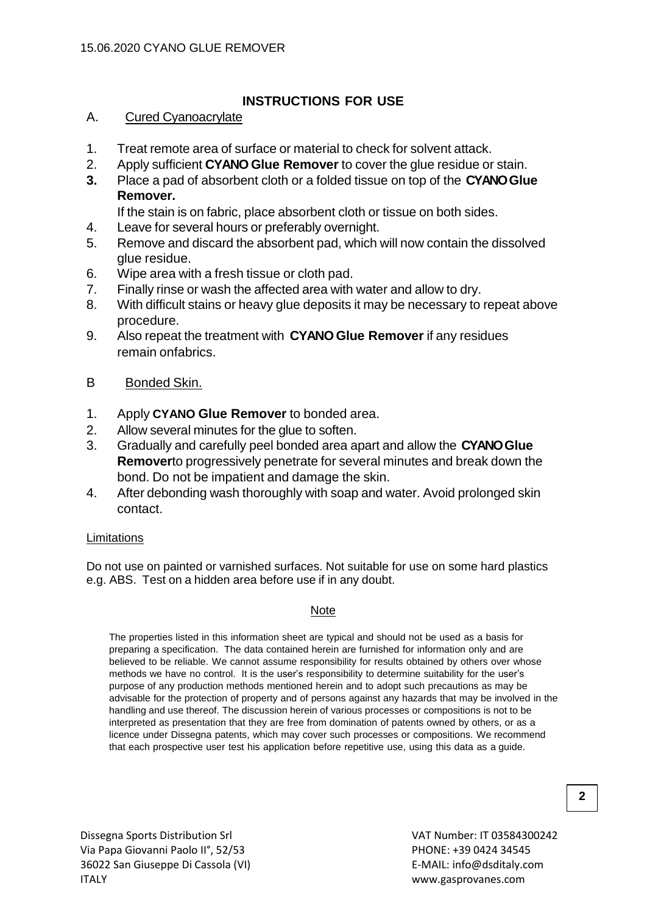## INSTRUCTIONS FOR USE

A. Cured Cyanoacrylate

1. Treat remote area of surface or material to check for solvent attack.
2. Apply sufficient **CYANO Glue Remover** to cover the glue residue or stain.
3. Place a pad of absorbent cloth or a folded tissue on top of the **CYANO Glue Remover.**

   If the stain is on fabric, place absorbent cloth or tissue on both sides.
4. Leave for several hours or preferably overnight.
5. Remove and discard the absorbent pad, which will now contain the dissolved glue residue.
6. Wipe area with a fresh tissue or cloth pad.
7. Finally rinse or wash the affected area with water and allow to dry.
8. With difficult stains or heavy glue deposits it may be necessary to repeat above procedure.
9. Also repeat the treatment with **CYANO Glue Remover** if any residues remain onfabrics.

B Bonded Skin.

1. Apply **CYANO Glue Remover** to bonded area.
2. Allow several minutes for the glue to soften.
3. Gradually and carefully peel bonded area apart and allow the **CYANO Glue Remover**to progressively penetrate for several minutes and break down the bond. Do not be impatient and damage the skin.
4. After debonding wash thoroughly with soap and water. Avoid prolonged skin contact.

Limitations

Do not use on painted or varnished surfaces. Not suitable for use on some hard plastics e.g. ABS. Test on a hidden area before use if in any doubt.

Note

The properties listed in this information sheet are typical and should not be used as a basis for preparing a specification. The data contained herein are furnished for information only and are believed to be reliable. We cannot assume responsibility for results obtained by others over whose methods we have no control. It is the user's responsibility to determine suitability for the user's purpose of any production methods mentioned herein and to adopt such precautions as may be advisable for the protection of property and of persons against any hazards that may be involved in the handling and use thereof. The discussion herein of various processes or compositions is not to be interpreted as presentation that they are free from domination of patents owned by others, or as a licence under Dissegna patents, which may cover such processes or compositions. We recommend that each prospective user test his application before repetitive use, using this data as a guide.

Dissegna Sports Distribution Srl
Via Papa Giovanni Paolo II°, 52/53
36022 San Giuseppe Di Cassola (VI)
ITALY

VAT Number: IT 03584300242
PHONE: +39 0424 34545
E-MAIL: info@dsditaly.com
www.gasprovanes.com